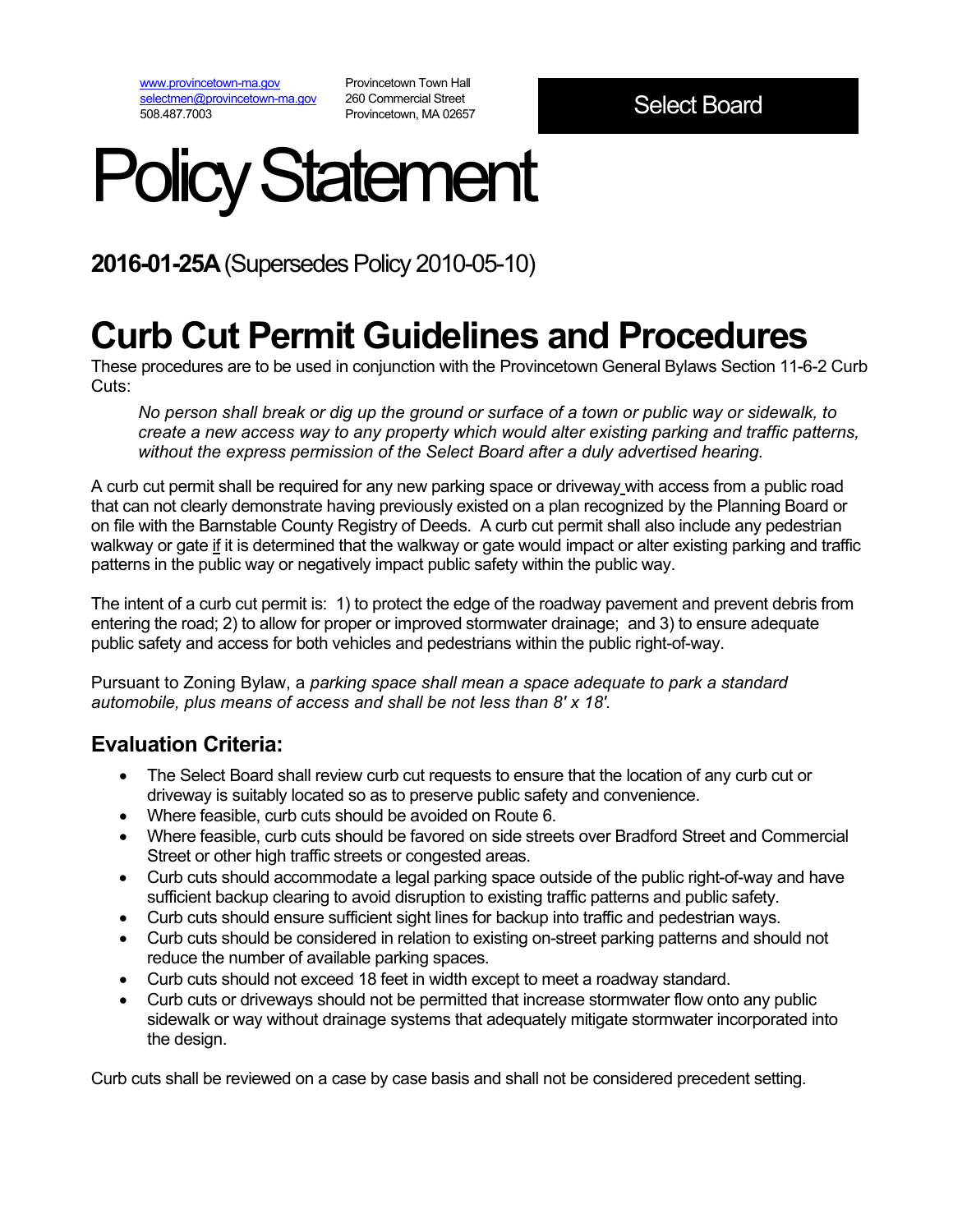www.provincetown-ma.gov
selectmen@provincetown-ma.gov
508.487.7003

Provincetown Town Hall
260 Commercial Street
Provincetown, MA 02657

**Select Board**

# Policy Statement

## **2016-01-25A** (Supersedes Policy 2010-05-10)

# Curb Cut Permit Guidelines and Procedures

These procedures are to be used in conjunction with the Provincetown General Bylaws Section 11-6-2 Curb Cuts:

> *No person shall break or dig up the ground or surface of a town or public way or sidewalk, to create a new access way to any property which would alter existing parking and traffic patterns, without the express permission of the Select Board after a duly advertised hearing.*

A curb cut permit shall be required for any new parking space or driveway with access from a public road that can not clearly demonstrate having previously existed on a plan recognized by the Planning Board or on file with the Barnstable County Registry of Deeds. A curb cut permit shall also include any pedestrian walkway or gate if it is determined that the walkway or gate would impact or alter existing parking and traffic patterns in the public way or negatively impact public safety within the public way.

The intent of a curb cut permit is: 1) to protect the edge of the roadway pavement and prevent debris from entering the road; 2) to allow for proper or improved stormwater drainage; and 3) to ensure adequate public safety and access for both vehicles and pedestrians within the public right-of-way.

Pursuant to Zoning Bylaw, a *parking space shall mean a space adequate to park a standard automobile, plus means of access and shall be not less than 8' x 18'.*

## Evaluation Criteria:

- The Select Board shall review curb cut requests to ensure that the location of any curb cut or driveway is suitably located so as to preserve public safety and convenience.
- Where feasible, curb cuts should be avoided on Route 6.
- Where feasible, curb cuts should be favored on side streets over Bradford Street and Commercial Street or other high traffic streets or congested areas.
- Curb cuts should accommodate a legal parking space outside of the public right-of-way and have sufficient backup clearing to avoid disruption to existing traffic patterns and public safety.
- Curb cuts should ensure sufficient sight lines for backup into traffic and pedestrian ways.
- Curb cuts should be considered in relation to existing on-street parking patterns and should not reduce the number of available parking spaces.
- Curb cuts should not exceed 18 feet in width except to meet a roadway standard.
- Curb cuts or driveways should not be permitted that increase stormwater flow onto any public sidewalk or way without drainage systems that adequately mitigate stormwater incorporated into the design.

Curb cuts shall be reviewed on a case by case basis and shall not be considered precedent setting.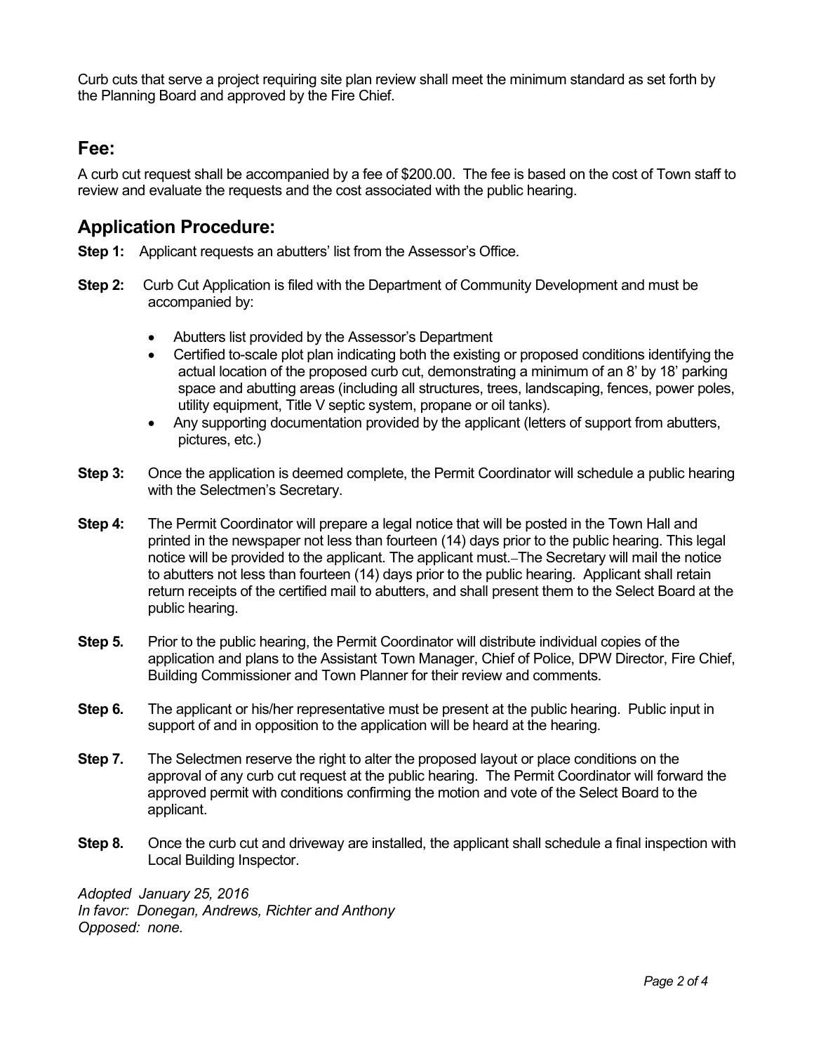Curb cuts that serve a project requiring site plan review shall meet the minimum standard as set forth by the Planning Board and approved by the Fire Chief.

## Fee:

A curb cut request shall be accompanied by a fee of $200.00. The fee is based on the cost of Town staff to review and evaluate the requests and the cost associated with the public hearing.

## Application Procedure:

**Step 1:** Applicant requests an abutters' list from the Assessor's Office.

**Step 2:** Curb Cut Application is filed with the Department of Community Development and must be accompanied by:

- Abutters list provided by the Assessor's Department
- Certified to-scale plot plan indicating both the existing or proposed conditions identifying the actual location of the proposed curb cut, demonstrating a minimum of an 8' by 18' parking space and abutting areas (including all structures, trees, landscaping, fences, power poles, utility equipment, Title V septic system, propane or oil tanks).
- Any supporting documentation provided by the applicant (letters of support from abutters, pictures, etc.)

**Step 3:** Once the application is deemed complete, the Permit Coordinator will schedule a public hearing with the Selectmen's Secretary.

**Step 4:** The Permit Coordinator will prepare a legal notice that will be posted in the Town Hall and printed in the newspaper not less than fourteen (14) days prior to the public hearing. This legal notice will be provided to the applicant. The applicant must. The Secretary will mail the notice to abutters not less than fourteen (14) days prior to the public hearing. Applicant shall retain return receipts of the certified mail to abutters, and shall present them to the Select Board at the public hearing.

**Step 5.** Prior to the public hearing, the Permit Coordinator will distribute individual copies of the application and plans to the Assistant Town Manager, Chief of Police, DPW Director, Fire Chief, Building Commissioner and Town Planner for their review and comments.

**Step 6.** The applicant or his/her representative must be present at the public hearing. Public input in support of and in opposition to the application will be heard at the hearing.

**Step 7.** The Selectmen reserve the right to alter the proposed layout or place conditions on the approval of any curb cut request at the public hearing. The Permit Coordinator will forward the approved permit with conditions confirming the motion and vote of the Select Board to the applicant.

**Step 8.** Once the curb cut and driveway are installed, the applicant shall schedule a final inspection with Local Building Inspector.

*Adopted January 25, 2016*
*In favor: Donegan, Andrews, Richter and Anthony*
*Opposed: none.*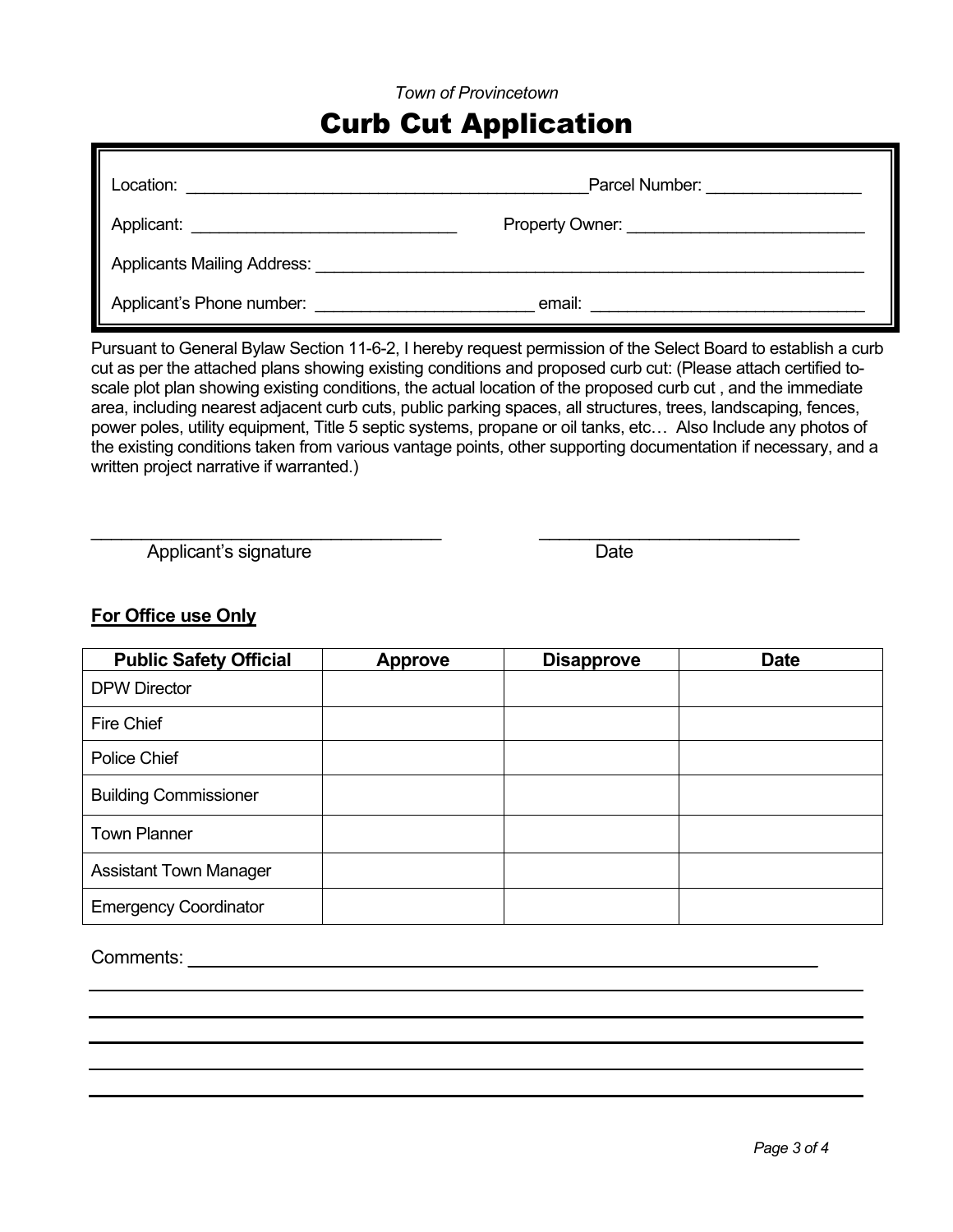*Town of Provincetown*

# Curb Cut Application

Location: ___________________________________________ Parcel Number: ________________

Applicant: _____________________________ Property Owner: __________________________

Applicants Mailing Address: _____________________________________________________________

Applicant's Phone number: _______________________ email: _____________________________

Pursuant to General Bylaw Section 11-6-2, I hereby request permission of the Select Board to establish a curb cut as per the attached plans showing existing conditions and proposed curb cut: (Please attach certified to-scale plot plan showing existing conditions, the actual location of the proposed curb cut , and the immediate area, including nearest adjacent curb cuts, public parking spaces, all structures, trees, landscaping, fences, power poles, utility equipment, Title 5 septic systems, propane or oil tanks, etc… Also Include any photos of the existing conditions taken from various vantage points, other supporting documentation if necessary, and a written project narrative if warranted.)

_____________________________________ Applicant's signature

___________________________ Date

**For Office use Only**

| Public Safety Official | Approve | Disapprove | Date |
|---|---|---|---|
| DPW Director | | | |
| Fire Chief | | | |
| Police Chief | | | |
| Building Commissioner | | | |
| Town Planner | | | |
| Assistant Town Manager | | | |
| Emergency Coordinator | | | |

Comments: ____________________________________________________________

____________________________________________________________________

____________________________________________________________________

____________________________________________________________________

____________________________________________________________________

____________________________________________________________________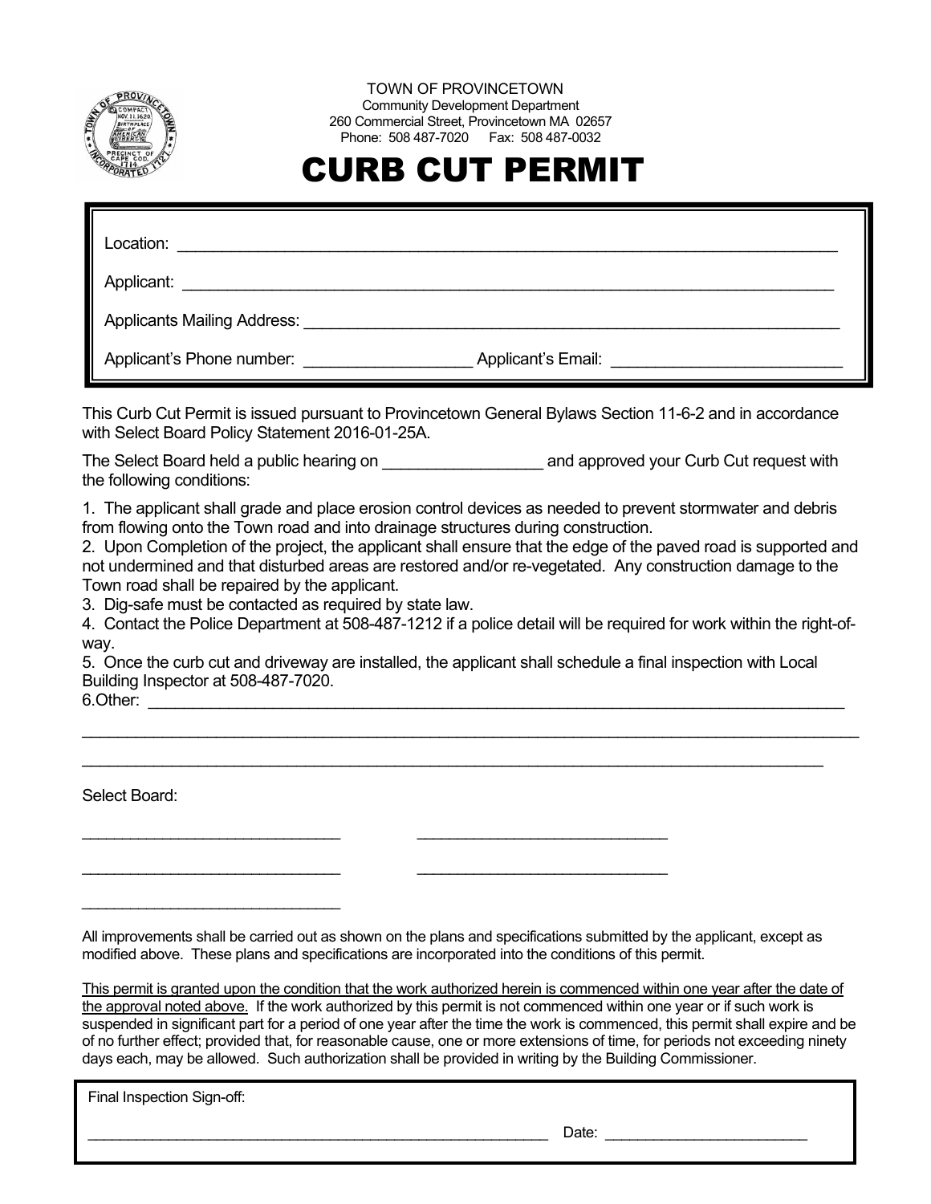TOWN OF PROVINCETOWN
Community Development Department
260 Commercial Street, Provincetown MA 02657
Phone: 508 487-7020 Fax: 508 487-0032

# CURB CUT PERMIT

Location: ______________________________________________________________________

Applicant: ______________________________________________________________________

Applicants Mailing Address: ______________________________________________________

Applicant's Phone number: __________________ Applicant's Email: ________________________

This Curb Cut Permit is issued pursuant to Provincetown General Bylaws Section 11-6-2 and in accordance with Select Board Policy Statement 2016-01-25A.

The Select Board held a public hearing on _________________ and approved your Curb Cut request with the following conditions:

1. The applicant shall grade and place erosion control devices as needed to prevent stormwater and debris from flowing onto the Town road and into drainage structures during construction.
2. Upon Completion of the project, the applicant shall ensure that the edge of the paved road is supported and not undermined and that disturbed areas are restored and/or re-vegetated. Any construction damage to the Town road shall be repaired by the applicant.
3. Dig-safe must be contacted as required by state law.
4. Contact the Police Department at 508-487-1212 if a police detail will be required for work within the right-of-way.
5. Once the curb cut and driveway are installed, the applicant shall schedule a final inspection with Local Building Inspector at 508-487-7020.
6. Other: ________________________________________________________________________

__________________________________________________________________________________

__________________________________________________________________________________

Select Board:

______________________________ ______________________________

______________________________ ______________________________

______________________________

All improvements shall be carried out as shown on the plans and specifications submitted by the applicant, except as modified above. These plans and specifications are incorporated into the conditions of this permit.

<u>This permit is granted upon the condition that the work authorized herein is commenced within one year after the date of the approval noted above.</u> If the work authorized by this permit is not commenced within one year or if such work is suspended in significant part for a period of one year after the time the work is commenced, this permit shall expire and be of no further effect; provided that, for reasonable cause, one or more extensions of time, for periods not exceeding ninety days each, may be allowed. Such authorization shall be provided in writing by the Building Commissioner.

Final Inspection Sign-off:

__________________________________________________ Date: ________________________